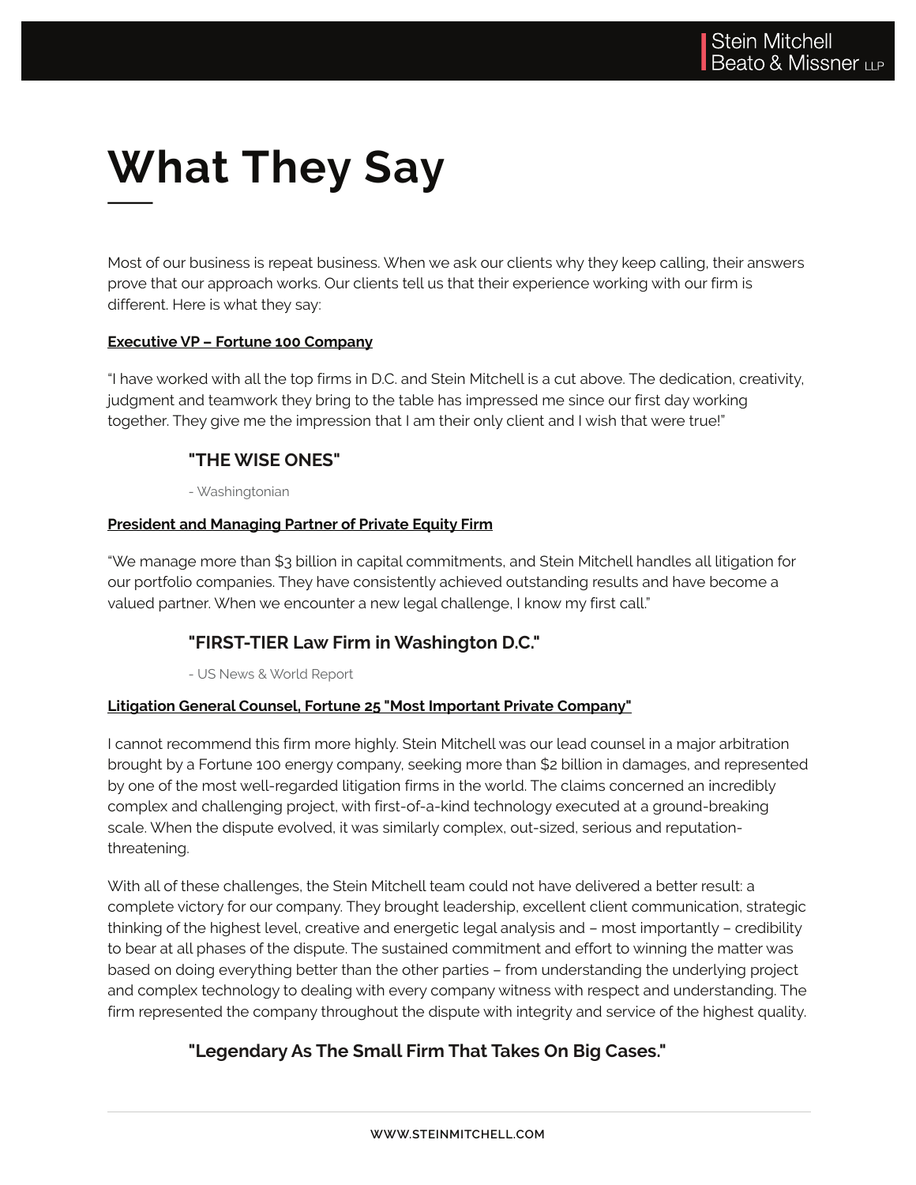# What They Say

Most of our business is repeat business. When we ask our clients why they keep calling, their answers prove that our approach works. Our clients tell us that their experience working with our firm is different. Here is what they say:

**Executive VP – Fortune 100 Company**

“I have worked with all the top firms in D.C. and Stein Mitchell is a cut above. The dedication, creativity, judgment and teamwork they bring to the table has impressed me since our first day working together. They give me the impression that I am their only client and I wish that were true!”

### "THE WISE ONES"

- Washingtonian

**President and Managing Partner of Private Equity Firm**

“We manage more than $3 billion in capital commitments, and Stein Mitchell handles all litigation for our portfolio companies. They have consistently achieved outstanding results and have become a valued partner. When we encounter a new legal challenge, I know my first call.”

### "FIRST-TIER Law Firm in Washington D.C."

- US News & World Report

**Litigation General Counsel, Fortune 25 "Most Important Private Company"**

I cannot recommend this firm more highly. Stein Mitchell was our lead counsel in a major arbitration brought by a Fortune 100 energy company, seeking more than $2 billion in damages, and represented by one of the most well-regarded litigation firms in the world. The claims concerned an incredibly complex and challenging project, with first-of-a-kind technology executed at a ground-breaking scale. When the dispute evolved, it was similarly complex, out-sized, serious and reputation-threatening.

With all of these challenges, the Stein Mitchell team could not have delivered a better result: a complete victory for our company. They brought leadership, excellent client communication, strategic thinking of the highest level, creative and energetic legal analysis and – most importantly – credibility to bear at all phases of the dispute. The sustained commitment and effort to winning the matter was based on doing everything better than the other parties – from understanding the underlying project and complex technology to dealing with every company witness with respect and understanding. The firm represented the company throughout the dispute with integrity and service of the highest quality.

### "Legendary As The Small Firm That Takes On Big Cases."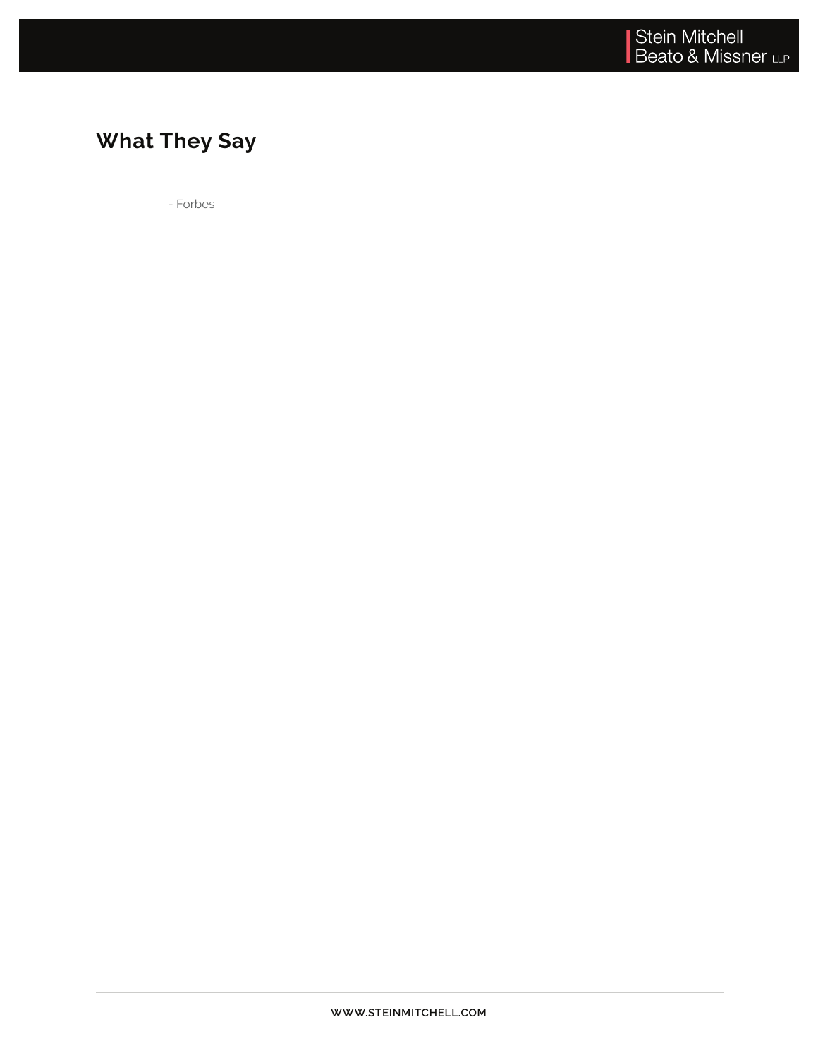## What They Say

- Forbes